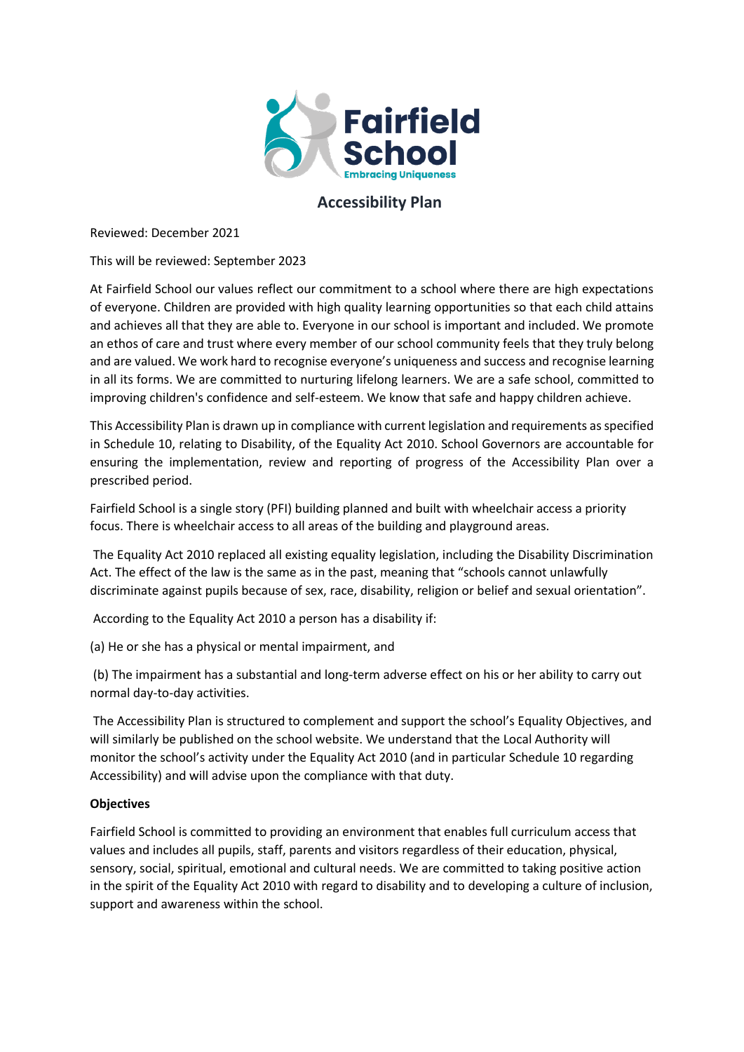Fairfield School

Embracing Uniqueness

# Accessibility Plan

Reviewed: December 2021

This will be reviewed: September 2023

At Fairfield School our values reflect our commitment to a school where there are high expectations of everyone. Children are provided with high quality learning opportunities so that each child attains and achieves all that they are able to. Everyone in our school is important and included. We promote an ethos of care and trust where every member of our school community feels that they truly belong and are valued. We work hard to recognise everyone's uniqueness and success and recognise learning in all its forms. We are committed to nurturing lifelong learners. We are a safe school, committed to improving children's confidence and self-esteem. We know that safe and happy children achieve.

This Accessibility Plan is drawn up in compliance with current legislation and requirements as specified in Schedule 10, relating to Disability, of the Equality Act 2010. School Governors are accountable for ensuring the implementation, review and reporting of progress of the Accessibility Plan over a prescribed period.

Fairfield School is a single story (PFI) building planned and built with wheelchair access a priority focus. There is wheelchair access to all areas of the building and playground areas.

The Equality Act 2010 replaced all existing equality legislation, including the Disability Discrimination Act. The effect of the law is the same as in the past, meaning that "schools cannot unlawfully discriminate against pupils because of sex, race, disability, religion or belief and sexual orientation".

According to the Equality Act 2010 a person has a disability if:

(a) He or she has a physical or mental impairment, and

(b) The impairment has a substantial and long-term adverse effect on his or her ability to carry out normal day-to-day activities.

The Accessibility Plan is structured to complement and support the school's Equality Objectives, and will similarly be published on the school website. We understand that the Local Authority will monitor the school's activity under the Equality Act 2010 (and in particular Schedule 10 regarding Accessibility) and will advise upon the compliance with that duty.

**Objectives**

Fairfield School is committed to providing an environment that enables full curriculum access that values and includes all pupils, staff, parents and visitors regardless of their education, physical, sensory, social, spiritual, emotional and cultural needs. We are committed to taking positive action in the spirit of the Equality Act 2010 with regard to disability and to developing a culture of inclusion, support and awareness within the school.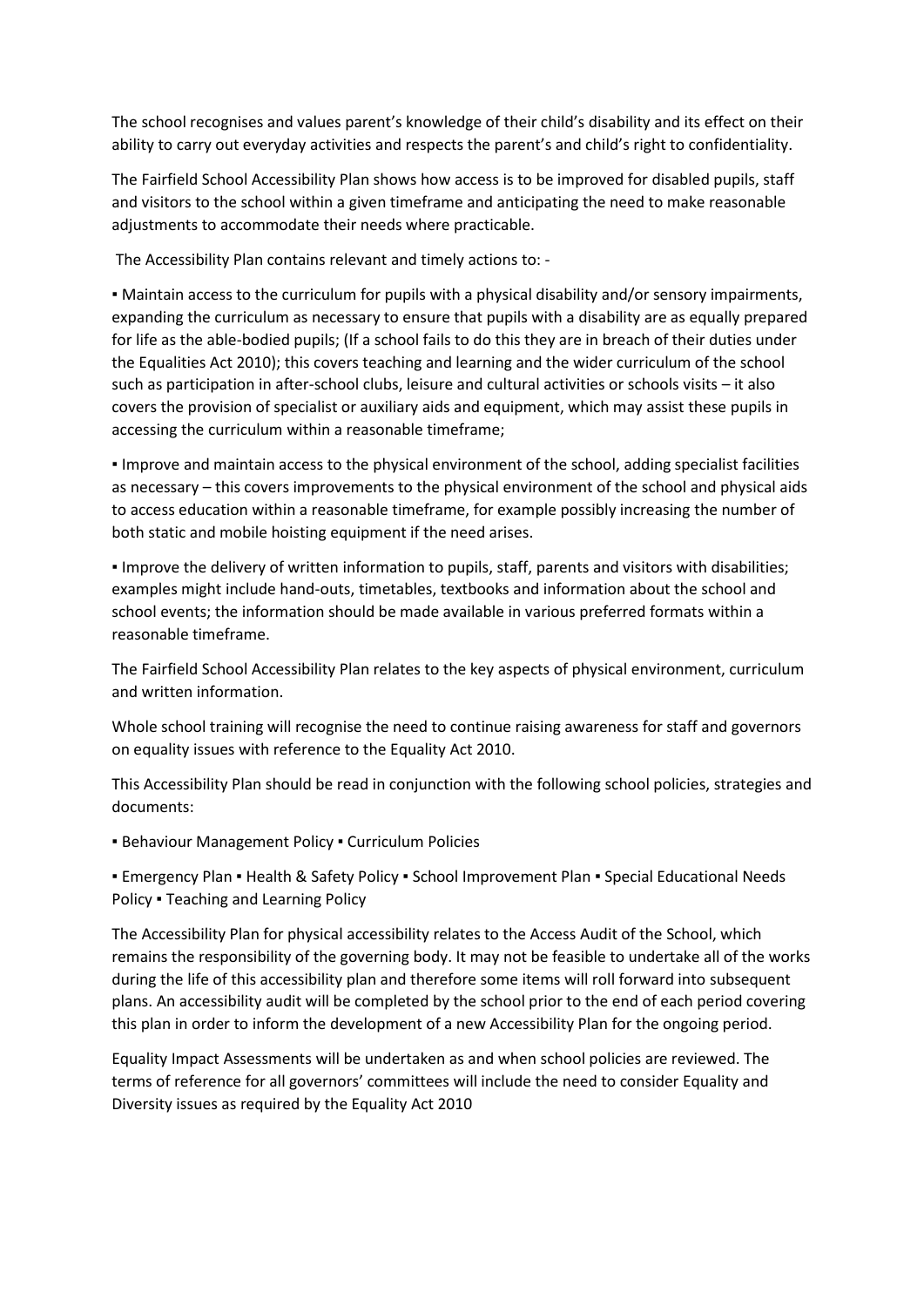The school recognises and values parent's knowledge of their child's disability and its effect on their ability to carry out everyday activities and respects the parent's and child's right to confidentiality.

The Fairfield School Accessibility Plan shows how access is to be improved for disabled pupils, staff and visitors to the school within a given timeframe and anticipating the need to make reasonable adjustments to accommodate their needs where practicable.

The Accessibility Plan contains relevant and timely actions to: -

▪ Maintain access to the curriculum for pupils with a physical disability and/or sensory impairments, expanding the curriculum as necessary to ensure that pupils with a disability are as equally prepared for life as the able-bodied pupils; (If a school fails to do this they are in breach of their duties under the Equalities Act 2010); this covers teaching and learning and the wider curriculum of the school such as participation in after-school clubs, leisure and cultural activities or schools visits – it also covers the provision of specialist or auxiliary aids and equipment, which may assist these pupils in accessing the curriculum within a reasonable timeframe;

▪ Improve and maintain access to the physical environment of the school, adding specialist facilities as necessary – this covers improvements to the physical environment of the school and physical aids to access education within a reasonable timeframe, for example possibly increasing the number of both static and mobile hoisting equipment if the need arises.

▪ Improve the delivery of written information to pupils, staff, parents and visitors with disabilities; examples might include hand-outs, timetables, textbooks and information about the school and school events; the information should be made available in various preferred formats within a reasonable timeframe.

The Fairfield School Accessibility Plan relates to the key aspects of physical environment, curriculum and written information.

Whole school training will recognise the need to continue raising awareness for staff and governors on equality issues with reference to the Equality Act 2010.

This Accessibility Plan should be read in conjunction with the following school policies, strategies and documents:

▪ Behaviour Management Policy ▪ Curriculum Policies

▪ Emergency Plan ▪ Health & Safety Policy ▪ School Improvement Plan ▪ Special Educational Needs Policy ▪ Teaching and Learning Policy

The Accessibility Plan for physical accessibility relates to the Access Audit of the School, which remains the responsibility of the governing body. It may not be feasible to undertake all of the works during the life of this accessibility plan and therefore some items will roll forward into subsequent plans. An accessibility audit will be completed by the school prior to the end of each period covering this plan in order to inform the development of a new Accessibility Plan for the ongoing period.

Equality Impact Assessments will be undertaken as and when school policies are reviewed. The terms of reference for all governors' committees will include the need to consider Equality and Diversity issues as required by the Equality Act 2010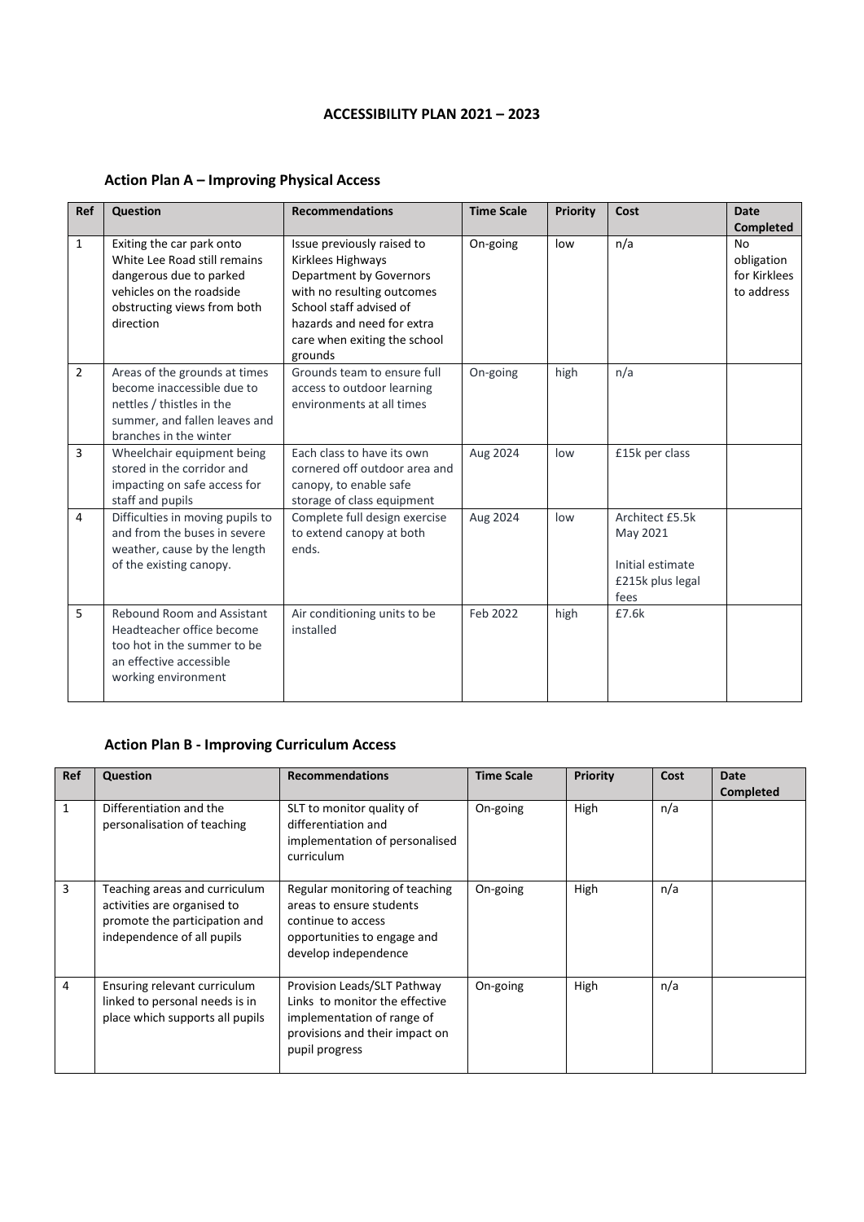# ACCESSIBILITY PLAN 2021 – 2023

## Action Plan A – Improving Physical Access

| Ref | Question | Recommendations | Time Scale | Priority | Cost | Date Completed |
|---|---|---|---|---|---|---|
| 1 | Exiting the car park onto White Lee Road still remains dangerous due to parked vehicles on the roadside obstructing views from both direction | Issue previously raised to Kirklees Highways Department by Governors with no resulting outcomes School staff advised of hazards and need for extra care when exiting the school grounds | On-going | low | n/a | No obligation for Kirklees to address |
| 2 | Areas of the grounds at times become inaccessible due to nettles / thistles in the summer, and fallen leaves and branches in the winter | Grounds team to ensure full access to outdoor learning environments at all times | On-going | high | n/a | |
| 3 | Wheelchair equipment being stored in the corridor and impacting on safe access for staff and pupils | Each class to have its own cornered off outdoor area and canopy, to enable safe storage of class equipment | Aug 2024 | low | £15k per class | |
| 4 | Difficulties in moving pupils to and from the buses in severe weather, cause by the length of the existing canopy. | Complete full design exercise to extend canopy at both ends. | Aug 2024 | low | Architect £5.5k May 2021<br><br>Initial estimate £215k plus legal fees | |
| 5 | Rebound Room and Assistant Headteacher office become too hot in the summer to be an effective accessible working environment | Air conditioning units to be installed | Feb 2022 | high | £7.6k | |

## Action Plan B - Improving Curriculum Access

| Ref | Question | Recommendations | Time Scale | Priority | Cost | Date Completed |
|---|---|---|---|---|---|---|
| 1 | Differentiation and the personalisation of teaching | SLT to monitor quality of differentiation and implementation of personalised curriculum | On-going | High | n/a | |
| 3 | Teaching areas and curriculum activities are organised to promote the participation and independence of all pupils | Regular monitoring of teaching areas to ensure students continue to access opportunities to engage and develop independence | On-going | High | n/a | |
| 4 | Ensuring relevant curriculum linked to personal needs is in place which supports all pupils | Provision Leads/SLT Pathway Links to monitor the effective implementation of range of provisions and their impact on pupil progress | On-going | High | n/a | |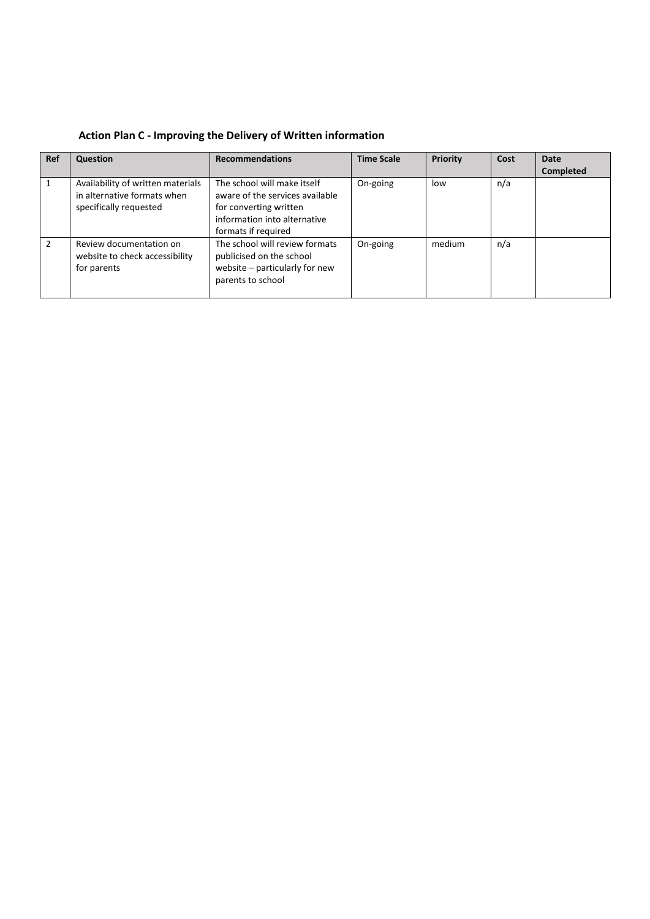## Action Plan C - Improving the Delivery of Written information

| Ref | Question | Recommendations | Time Scale | Priority | Cost | Date Completed |
|---|---|---|---|---|---|---|
| 1 | Availability of written materials in alternative formats when specifically requested | The school will make itself aware of the services available for converting written information into alternative formats if required | On-going | low | n/a | |
| 2 | Review documentation on website to check accessibility for parents | The school will review formats publicised on the school website – particularly for new parents to school | On-going | medium | n/a | |